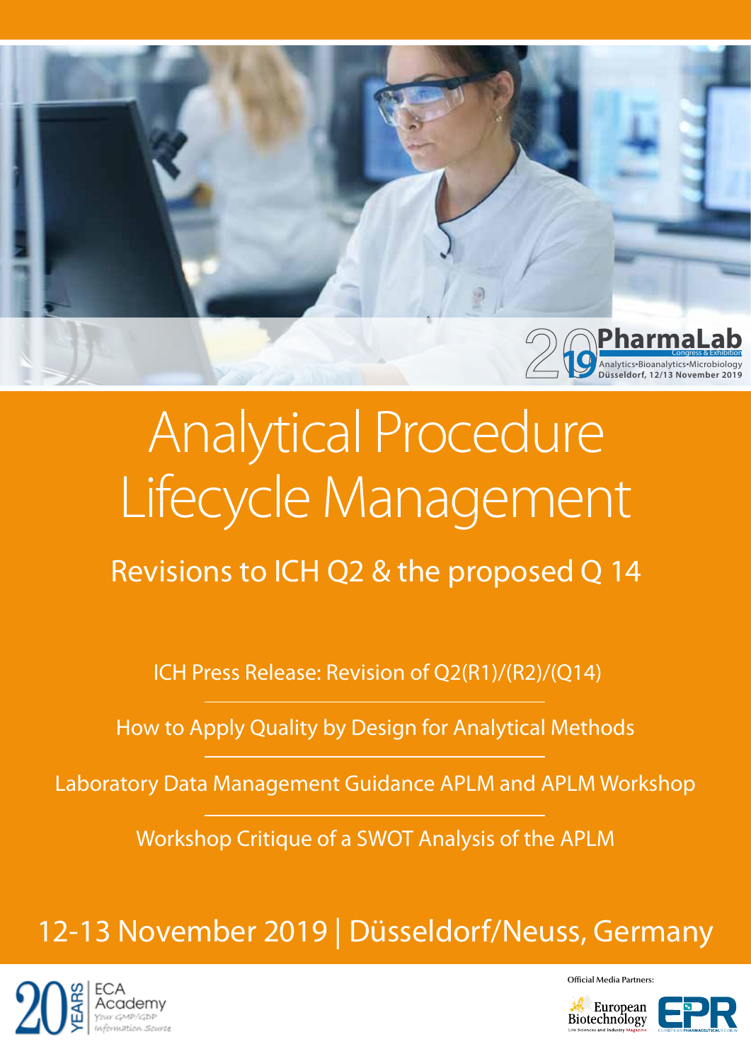2019 PharmaLab Congress & Exhibition
Analytics•Bioanalytics•Microbiology
Düsseldorf, 12/13 November 2019

# Analytical Procedure Lifecycle Management

## Revisions to ICH Q2 & the proposed Q 14

ICH Press Release: Revision of Q2(R1)/(R2)/(Q14)

How to Apply Quality by Design for Analytical Methods

Laboratory Data Management Guidance APLM and APLM Workshop

Workshop Critique of a SWOT Analysis of the APLM

## 12-13 November 2019 | Düsseldorf/Neuss, Germany

20 YEARS ECA Academy
Your GMP/GDP Information Source

Official Media Partners:

European Biotechnology
Life Sciences and Industry Magazine

EPR
EUROPEAN PHARMACEUTICAL REVIEW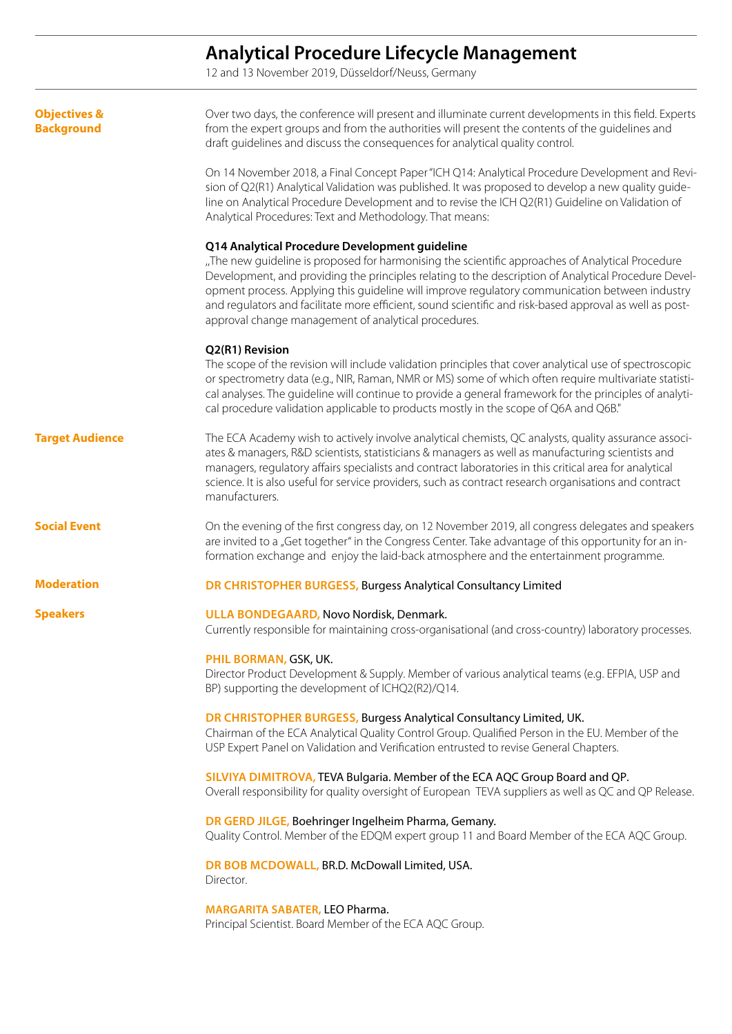# Analytical Procedure Lifecycle Management

12 and 13 November 2019, Düsseldorf/Neuss, Germany

## Objectives & Background

Over two days, the conference will present and illuminate current developments in this field. Experts from the expert groups and from the authorities will present the contents of the guidelines and draft guidelines and discuss the consequences for analytical quality control.

On 14 November 2018, a Final Concept Paper "ICH Q14: Analytical Procedure Development and Revision of Q2(R1) Analytical Validation was published. It was proposed to develop a new quality guideline on Analytical Procedure Development and to revise the ICH Q2(R1) Guideline on Validation of Analytical Procedures: Text and Methodology. That means:

**Q14 Analytical Procedure Development guideline**

„The new guideline is proposed for harmonising the scientific approaches of Analytical Procedure Development, and providing the principles relating to the description of Analytical Procedure Development process. Applying this guideline will improve regulatory communication between industry and regulators and facilitate more efficient, sound scientific and risk-based approval as well as post-approval change management of analytical procedures.

**Q2(R1) Revision**

The scope of the revision will include validation principles that cover analytical use of spectroscopic or spectrometry data (e.g., NIR, Raman, NMR or MS) some of which often require multivariate statistical analyses. The guideline will continue to provide a general framework for the principles of analytical procedure validation applicable to products mostly in the scope of Q6A and Q6B."

## Target Audience

The ECA Academy wish to actively involve analytical chemists, QC analysts, quality assurance associates & managers, R&D scientists, statisticians & managers as well as manufacturing scientists and managers, regulatory affairs specialists and contract laboratories in this critical area for analytical science. It is also useful for service providers, such as contract research organisations and contract manufacturers.

## Social Event

On the evening of the first congress day, on 12 November 2019, all congress delegates and speakers are invited to a „Get together" in the Congress Center. Take advantage of this opportunity for an information exchange and enjoy the laid-back atmosphere and the entertainment programme.

## Moderation

**DR CHRISTOPHER BURGESS,** Burgess Analytical Consultancy Limited

## Speakers

**ULLA BONDEGAARD,** Novo Nordisk, Denmark.
Currently responsible for maintaining cross-organisational (and cross-country) laboratory processes.

**PHIL BORMAN,** GSK, UK.
Director Product Development & Supply. Member of various analytical teams (e.g. EFPIA, USP and BP) supporting the development of ICHQ2(R2)/Q14.

**DR CHRISTOPHER BURGESS,** Burgess Analytical Consultancy Limited, UK.
Chairman of the ECA Analytical Quality Control Group. Qualified Person in the EU. Member of the USP Expert Panel on Validation and Verification entrusted to revise General Chapters.

**SILVIYA DIMITROVA,** TEVA Bulgaria. Member of the ECA AQC Group Board and QP.
Overall responsibility for quality oversight of European TEVA suppliers as well as QC and QP Release.

**DR GERD JILGE,** Boehringer Ingelheim Pharma, Gemany.
Quality Control. Member of the EDQM expert group 11 and Board Member of the ECA AQC Group.

**DR BOB MCDOWALL,** BR.D. McDowall Limited, USA.
Director.

**MARGARITA SABATER,** LEO Pharma.
Principal Scientist. Board Member of the ECA AQC Group.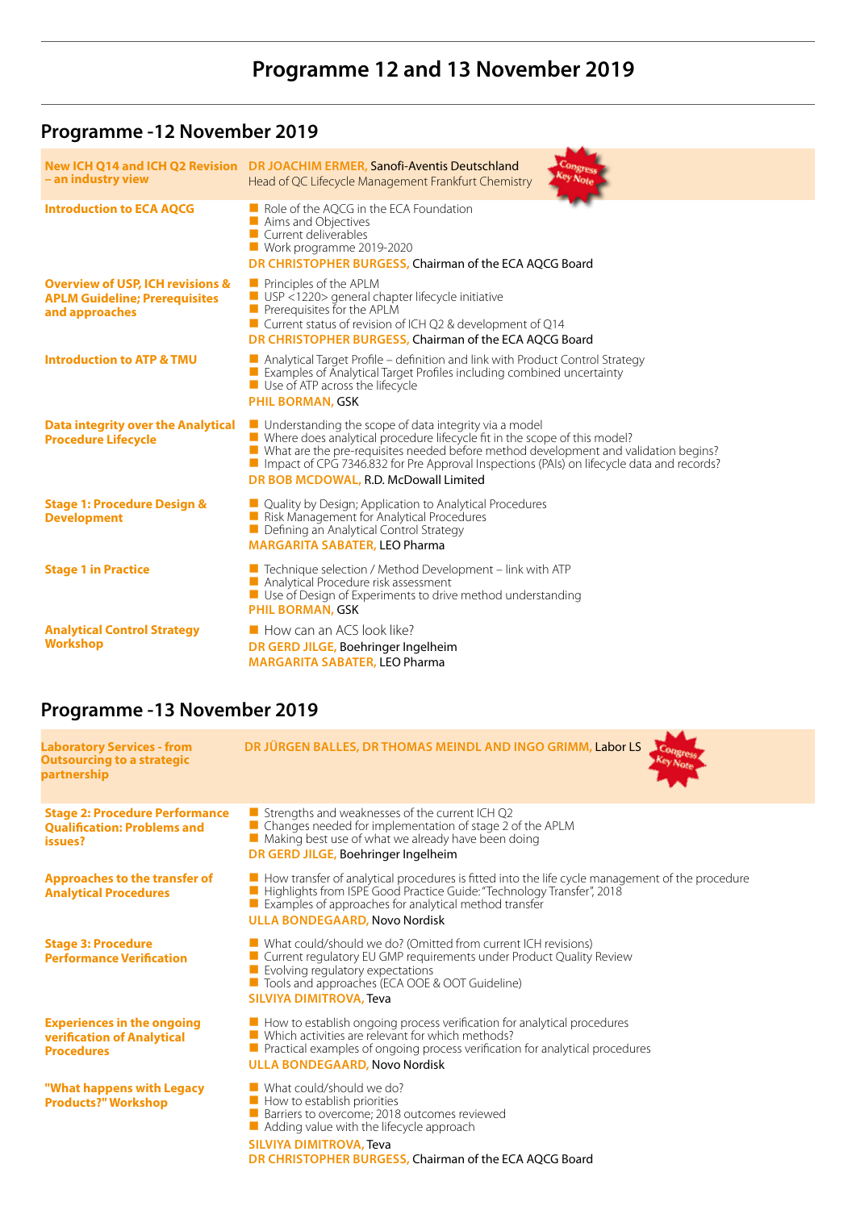# Programme 12 and 13 November 2019

## Programme -12 November 2019

**New ICH Q14 and ICH Q2 Revision – an industry view**

**DR JOACHIM ERMER,** Sanofi-Aventis Deutschland
Head of QC Lifecycle Management Frankfurt Chemistry

Congress Key Note

**Introduction to ECA AQCG**

- Role of the AQCG in the ECA Foundation
- Aims and Objectives
- Current deliverables
- Work programme 2019-2020

**DR CHRISTOPHER BURGESS,** Chairman of the ECA AQCG Board

**Overview of USP, ICH revisions & APLM Guideline; Prerequisites and approaches**

- Principles of the APLM
- USP <1220> general chapter lifecycle initiative
- Prerequisites for the APLM
- Current status of revision of ICH Q2 & development of Q14

**DR CHRISTOPHER BURGESS,** Chairman of the ECA AQCG Board

**Introduction to ATP & TMU**

- Analytical Target Profile – definition and link with Product Control Strategy
- Examples of Analytical Target Profiles including combined uncertainty
- Use of ATP across the lifecycle

**PHIL BORMAN,** GSK

**Data integrity over the Analytical Procedure Lifecycle**

- Understanding the scope of data integrity via a model
- Where does analytical procedure lifecycle fit in the scope of this model?
- What are the pre-requisites needed before method development and validation begins?
- Impact of CPG 7346.832 for Pre Approval Inspections (PAIs) on lifecycle data and records?

**DR BOB MCDOWAL,** R.D. McDowall Limited

**Stage 1: Procedure Design & Development**

- Quality by Design; Application to Analytical Procedures
- Risk Management for Analytical Procedures
- Defining an Analytical Control Strategy

**MARGARITA SABATER,** LEO Pharma

**Stage 1 in Practice**

- Technique selection / Method Development – link with ATP
- Analytical Procedure risk assessment
- Use of Design of Experiments to drive method understanding

**PHIL BORMAN,** GSK

**Analytical Control Strategy Workshop**

- How can an ACS look like?

**DR GERD JILGE,** Boehringer Ingelheim
**MARGARITA SABATER,** LEO Pharma

## Programme -13 November 2019

**Laboratory Services - from Outsourcing to a strategic partnership**

**DR JÜRGEN BALLES, DR THOMAS MEINDL AND INGO GRIMM,** Labor LS

Congress Key Note

**Stage 2: Procedure Performance Qualification: Problems and issues?**

- Strengths and weaknesses of the current ICH Q2
- Changes needed for implementation of stage 2 of the APLM
- Making best use of what we already have been doing

**DR GERD JILGE,** Boehringer Ingelheim

**Approaches to the transfer of Analytical Procedures**

- How transfer of analytical procedures is fitted into the life cycle management of the procedure
- Highlights from ISPE Good Practice Guide: "Technology Transfer", 2018
- Examples of approaches for analytical method transfer

**ULLA BONDEGAARD,** Novo Nordisk

**Stage 3: Procedure Performance Verification**

- What could/should we do? (Omitted from current ICH revisions)
- Current regulatory EU GMP requirements under Product Quality Review
- Evolving regulatory expectations
- Tools and approaches (ECA OOE & OOT Guideline)

**SILVIYA DIMITROVA,** Teva

**Experiences in the ongoing verification of Analytical Procedures**

- How to establish ongoing process verification for analytical procedures
- Which activities are relevant for which methods?
- Practical examples of ongoing process verification for analytical procedures

**ULLA BONDEGAARD,** Novo Nordisk

**"What happens with Legacy Products?" Workshop**

- What could/should we do?
- How to establish priorities
- Barriers to overcome; 2018 outcomes reviewed
- Adding value with the lifecycle approach

**SILVIYA DIMITROVA,** Teva
**DR CHRISTOPHER BURGESS,** Chairman of the ECA AQCG Board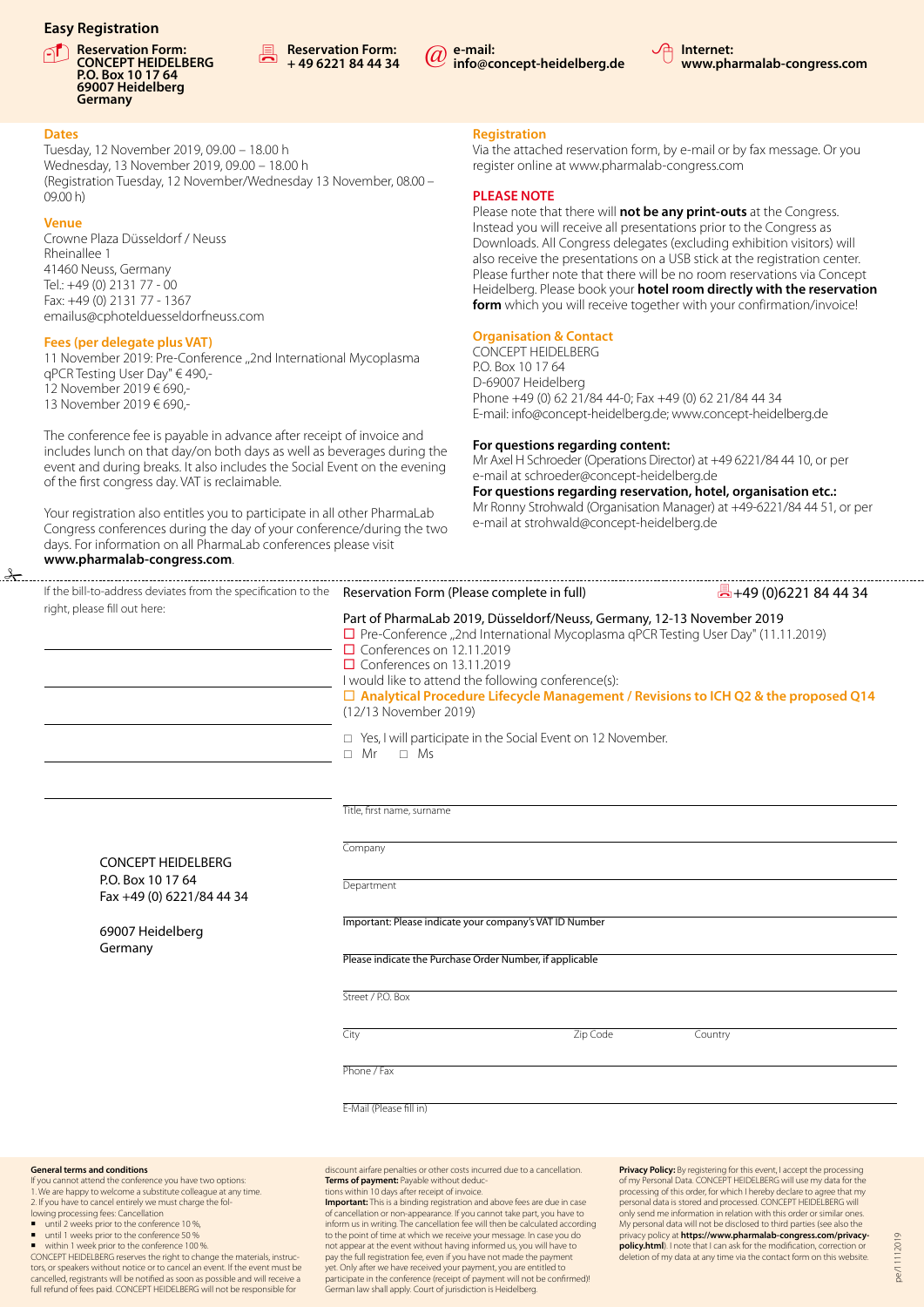## Easy Registration

**Reservation Form:**
**CONCEPT HEIDELBERG**
**P.O. Box 10 17 64**
**69007 Heidelberg**
**Germany**

**Reservation Form:**
**+ 49 6221 84 44 34**

**e-mail:**
**info@concept-heidelberg.de**

**Internet:**
**www.pharmalab-congress.com**

### Dates

Tuesday, 12 November 2019, 09.00 – 18.00 h
Wednesday, 13 November 2019, 09.00 – 18.00 h
(Registration Tuesday, 12 November/Wednesday 13 November, 08.00 – 09.00 h)

### Venue

Crowne Plaza Düsseldorf / Neuss
Rheinallee 1
41460 Neuss, Germany
Tel.: +49 (0) 2131 77 - 00
Fax: +49 (0) 2131 77 - 1367
emailus@cphotelduesseldorfneuss.com

### Fees (per delegate plus VAT)

11 November 2019: Pre-Conference „2nd International Mycoplasma qPCR Testing User Day" € 490,-
12 November 2019 € 690,-
13 November 2019 € 690,-

The conference fee is payable in advance after receipt of invoice and includes lunch on that day/on both days as well as beverages during the event and during breaks. It also includes the Social Event on the evening of the first congress day. VAT is reclaimable.

Your registration also entitles you to participate in all other PharmaLab Congress conferences during the day of your conference/during the two days. For information on all PharmaLab conferences please visit **www.pharmalab-congress.com**.

### Registration

Via the attached reservation form, by e-mail or by fax message. Or you register online at www.pharmalab-congress.com

### PLEASE NOTE

Please note that there will **not be any print-outs** at the Congress. Instead you will receive all presentations prior to the Congress as Downloads. All Congress delegates (excluding exhibition visitors) will also receive the presentations on a USB stick at the registration center. Please further note that there will be no room reservations via Concept Heidelberg. Please book your **hotel room directly with the reservation form** which you will receive together with your confirmation/invoice!

### Organisation & Contact

CONCEPT HEIDELBERG
P.O. Box 10 17 64
D-69007 Heidelberg
Phone +49 (0) 62 21/84 44-0; Fax +49 (0) 62 21/84 44 34
E-mail: info@concept-heidelberg.de; www.concept-heidelberg.de

**For questions regarding content:**
Mr Axel H Schroeder (Operations Director) at +49 6221/84 44 10, or per e-mail at schroeder@concept-heidelberg.de

**For questions regarding reservation, hotel, organisation etc.:**
Mr Ronny Strohwald (Organisation Manager) at +49-6221/84 44 51, or per e-mail at strohwald@concept-heidelberg.de

---

If the bill-to-address deviates from the specification to the right, please fill out here:

CONCEPT HEIDELBERG
P.O. Box 10 17 64
Fax +49 (0) 6221/84 44 34

69007 Heidelberg
Germany

**Reservation Form (Please complete in full)** +49 (0)6221 84 44 34

Part of PharmaLab 2019, Düsseldorf/Neuss, Germany, 12-13 November 2019

- ☐ Pre-Conference „2nd International Mycoplasma qPCR Testing User Day" (11.11.2019)
- ☐ Conferences on 12.11.2019
- ☐ Conferences on 13.11.2019

I would like to attend the following conference(s):

☐ **Analytical Procedure Lifecycle Management / Revisions to ICH Q2 & the proposed Q14** (12/13 November 2019)

☐ Yes, I will participate in the Social Event on 12 November.

☐ Mr ☐ Ms

Title, first name, surname

Company

Department

Important: Please indicate your company's VAT ID Number

Please indicate the Purchase Order Number, if applicable

Street / P.O. Box

City | Zip Code | Country

Phone / Fax

E-Mail (Please fill in)

---

**General terms and conditions**
If you cannot attend the conference you have two options:
1. We are happy to welcome a substitute colleague at any time.
2. If you have to cancel entirely we must charge the following processing fees: Cancellation
- until 2 weeks prior to the conference 10 %,
- until 1 weeks prior to the conference 50 %
- within 1 week prior to the conference 100 %.

CONCEPT HEIDELBERG reserves the right to change the materials, instructors, or speakers without notice or to cancel an event. If the event must be cancelled, registrants will be notified as soon as possible and will receive a full refund of fees paid. CONCEPT HEIDELBERG will not be responsible for discount airfare penalties or other costs incurred due to a cancellation.

**Terms of payment:** Payable without deductions within 10 days after receipt of invoice.

**Important:** This is a binding registration and above fees are due in case of cancellation or non-appearance. If you cannot take part, you have to inform us in writing. The cancellation fee will then be calculated according to the point of time at which we receive your message. In case you do not appear at the event without having informed us, you will have to pay the full registration fee, even if you have not made the payment yet. Only after we have received your payment, you are entitled to participate in the conference (receipt of payment will not be confirmed)! German law shall apply. Court of jurisdiction is Heidelberg.

**Privacy Policy:** By registering for this event, I accept the processing of my Personal Data. CONCEPT HEIDELBERG will use my data for the processing of this order, for which I hereby declare to agree that my personal data is stored and processed. CONCEPT HEIDELBERG will only send me information in relation with this order or similar ones. My personal data will not be disclosed to third parties (see also the privacy policy at **https://www.pharmalab-congress.com/privacy-policy.html**). I note that I can ask for the modification, correction or deletion of my data at any time via the contact form on this website.

pe/11112019